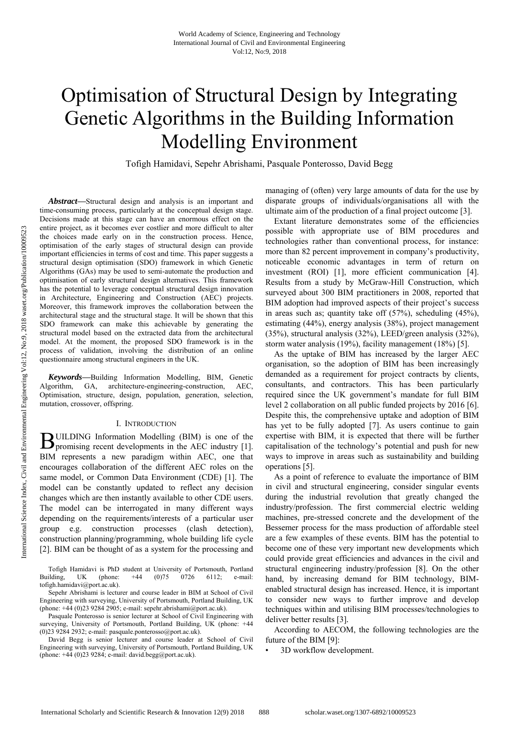# Optimisation of Structural Design by Integrating Genetic Algorithms in the Building Information Modelling Environment

Tofigh Hamidavi, Sepehr Abrishami, Pasquale Ponterosso, David Begg

***Abstract*—**Structural design and analysis is an important and time-consuming process, particularly at the conceptual design stage. Decisions made at this stage can have an enormous effect on the entire project, as it becomes ever costlier and more difficult to alter the choices made early on in the construction process. Hence, optimisation of the early stages of structural design can provide important efficiencies in terms of cost and time. This paper suggests a structural design optimisation (SDO) framework in which Genetic Algorithms (GAs) may be used to semi-automate the production and optimisation of early structural design alternatives. This framework has the potential to leverage conceptual structural design innovation in Architecture, Engineering and Construction (AEC) projects. Moreover, this framework improves the collaboration between the architectural stage and the structural stage. It will be shown that this SDO framework can make this achievable by generating the structural model based on the extracted data from the architectural model. At the moment, the proposed SDO framework is in the process of validation, involving the distribution of an online questionnaire among structural engineers in the UK.

***Keywords*—**Building Information Modelling, BIM, Genetic Algorithm, GA, architecture-engineering-construction, AEC, Optimisation, structure, design, population, generation, selection, mutation, crossover, offspring.

## I. Introduction

Building Information Modelling (BIM) is one of the promising recent developments in the AEC industry [1]. BIM represents a new paradigm within AEC, one that encourages collaboration of the different AEC roles on the same model, or Common Data Environment (CDE) [1]. The model can be constantly updated to reflect any decision changes which are then instantly available to other CDE users. The model can be interrogated in many different ways depending on the requirements/interests of a particular user group e.g. construction processes (clash detection), construction planning/programming, whole building life cycle [2]. BIM can be thought of as a system for the processing and managing of (often) very large amounts of data for the use by disparate groups of individuals/organisations all with the ultimate aim of the production of a final project outcome [3].

Extant literature demonstrates some of the efficiencies possible with appropriate use of BIM procedures and technologies rather than conventional process, for instance: more than 82 percent improvement in company's productivity, noticeable economic advantages in term of return on investment (ROI) [1], more efficient communication [4]. Results from a study by McGraw-Hill Construction, which surveyed about 300 BIM practitioners in 2008, reported that BIM adoption had improved aspects of their project's success in areas such as; quantity take off (57%), scheduling (45%), estimating (44%), energy analysis (38%), project management (35%), structural analysis (32%), LEED/green analysis (32%), storm water analysis (19%), facility management (18%) [5].

As the uptake of BIM has increased by the larger AEC organisation, so the adoption of BIM has been increasingly demanded as a requirement for project contracts by clients, consultants, and contractors. This has been particularly required since the UK government's mandate for full BIM level 2 collaboration on all public funded projects by 2016 [6]. Despite this, the comprehensive uptake and adoption of BIM has yet to be fully adopted [7]. As users continue to gain expertise with BIM, it is expected that there will be further capitalisation of the technology's potential and push for new ways to improve in areas such as sustainability and building operations [5].

As a point of reference to evaluate the importance of BIM in civil and structural engineering, consider singular events during the industrial revolution that greatly changed the industry/profession. The first commercial electric welding machines, pre-stressed concrete and the development of the Bessemer process for the mass production of affordable steel are a few examples of these events. BIM has the potential to become one of these very important new developments which could provide great efficiencies and advances in the civil and structural engineering industry/profession [8]. On the other hand, by increasing demand for BIM technology, BIM-enabled structural design has increased. Hence, it is important to consider new ways to further improve and develop techniques within and utilising BIM processes/technologies to deliver better results [3].

According to AECOM, the following technologies are the future of the BIM [9]:

- 3D workflow development.

Tofigh Hamidavi is PhD student at University of Portsmouth, Portland Building, UK (phone: +44 (0)75 0726 6112; e-mail: tofigh.hamidavi@port.ac.uk).

Sepehr Abrishami is lecturer and course leader in BIM at School of Civil Engineering with surveying, University of Portsmouth, Portland Building, UK (phone: +44 (0)23 9284 2905; e-mail: sepehr.abrishami@port.ac.uk).

Pasquale Ponterosso is senior lecturer at School of Civil Engineering with surveying, University of Portsmouth, Portland Building, UK (phone: +44 (0)23 9284 2932; e-mail: pasquale.ponterosso@port.ac.uk).

David Begg is senior lecturer and course leader at School of Civil Engineering with surveying, University of Portsmouth, Portland Building, UK (phone: +44 (0)23 9284; e-mail: david.begg@port.ac.uk).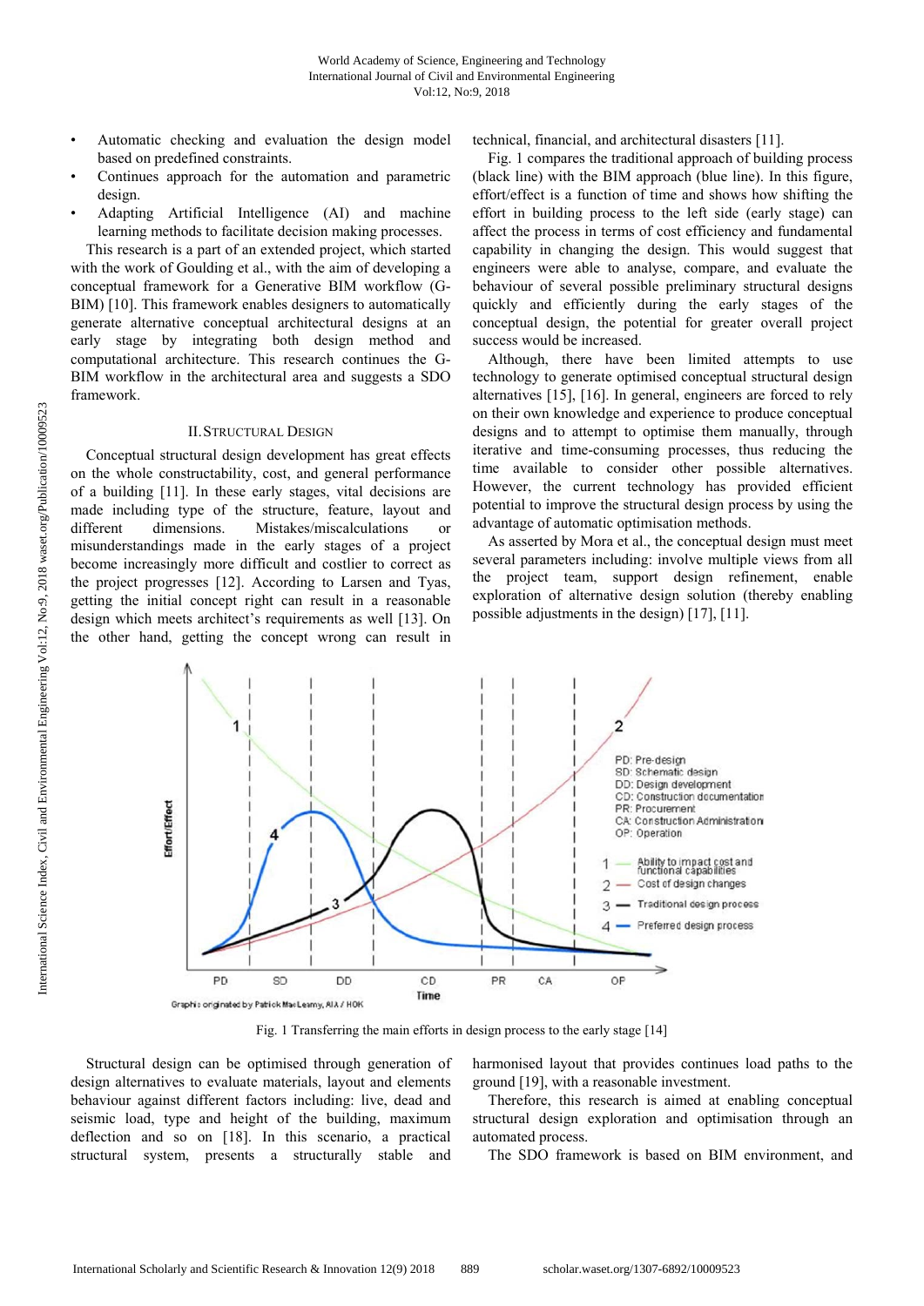- Automatic checking and evaluation the design model based on predefined constraints.
- Continues approach for the automation and parametric design.
- Adapting Artificial Intelligence (AI) and machine learning methods to facilitate decision making processes.

This research is a part of an extended project, which started with the work of Goulding et al., with the aim of developing a conceptual framework for a Generative BIM workflow (G-BIM) [10]. This framework enables designers to automatically generate alternative conceptual architectural designs at an early stage by integrating both design method and computational architecture. This research continues the G-BIM workflow in the architectural area and suggests a SDO framework.

## II. Structural Design

Conceptual structural design development has great effects on the whole constructability, cost, and general performance of a building [11]. In these early stages, vital decisions are made including type of the structure, feature, layout and different dimensions. Mistakes/miscalculations or misunderstandings made in the early stages of a project become increasingly more difficult and costlier to correct as the project progresses [12]. According to Larsen and Tyas, getting the initial concept right can result in a reasonable design which meets architect's requirements as well [13]. On the other hand, getting the concept wrong can result in technical, financial, and architectural disasters [11].

Fig. 1 compares the traditional approach of building process (black line) with the BIM approach (blue line). In this figure, effort/effect is a function of time and shows how shifting the effort in building process to the left side (early stage) can affect the process in terms of cost efficiency and fundamental capability in changing the design. This would suggest that engineers were able to analyse, compare, and evaluate the behaviour of several possible preliminary structural designs quickly and efficiently during the early stages of the conceptual design, the potential for greater overall project success would be increased.

Although, there have been limited attempts to use technology to generate optimised conceptual structural design alternatives [15], [16]. In general, engineers are forced to rely on their own knowledge and experience to produce conceptual designs and to attempt to optimise them manually, through iterative and time-consuming processes, thus reducing the time available to consider other possible alternatives. However, the current technology has provided efficient potential to improve the structural design process by using the advantage of automatic optimisation methods.

As asserted by Mora et al., the conceptual design must meet several parameters including: involve multiple views from all the project team, support design refinement, enable exploration of alternative design solution (thereby enabling possible adjustments in the design) [17], [11].

Fig. 1 Transferring the main efforts in design process to the early stage [14]

Structural design can be optimised through generation of design alternatives to evaluate materials, layout and elements behaviour against different factors including: live, dead and seismic load, type and height of the building, maximum deflection and so on [18]. In this scenario, a practical structural system, presents a structurally stable and harmonised layout that provides continues load paths to the ground [19], with a reasonable investment.

Therefore, this research is aimed at enabling conceptual structural design exploration and optimisation through an automated process.

The SDO framework is based on BIM environment, and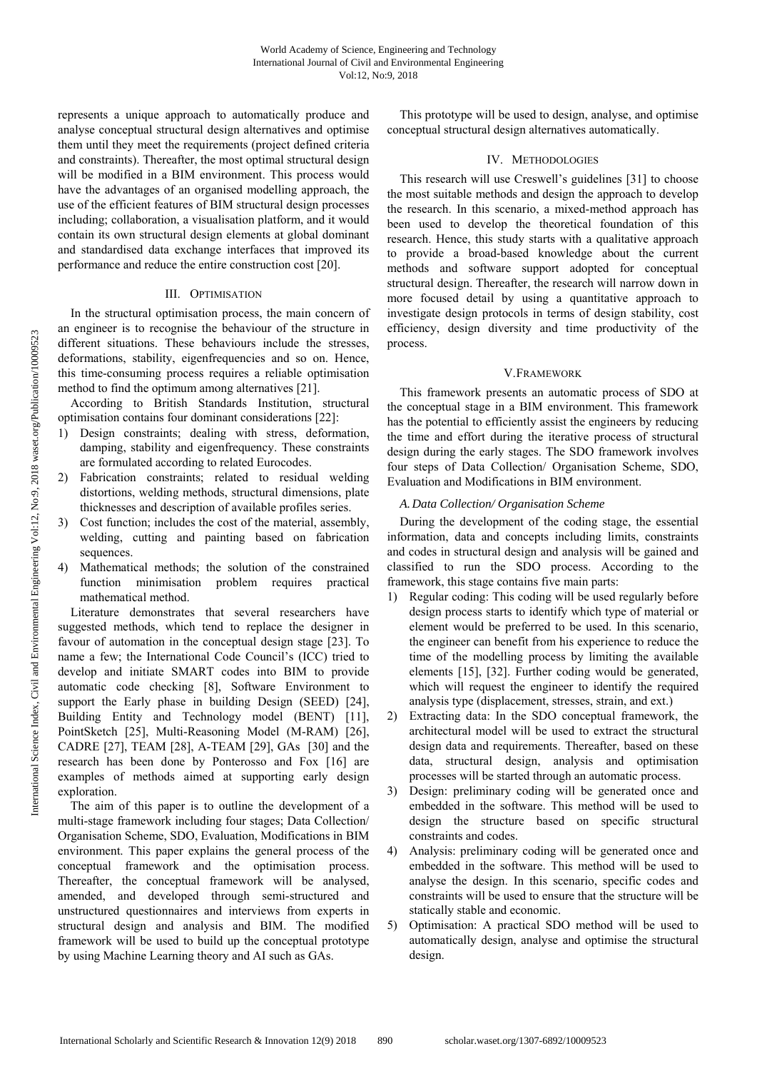represents a unique approach to automatically produce and analyse conceptual structural design alternatives and optimise them until they meet the requirements (project defined criteria and constraints). Thereafter, the most optimal structural design will be modified in a BIM environment. This process would have the advantages of an organised modelling approach, the use of the efficient features of BIM structural design processes including; collaboration, a visualisation platform, and it would contain its own structural design elements at global dominant and standardised data exchange interfaces that improved its performance and reduce the entire construction cost [20].

## III. Optimisation

In the structural optimisation process, the main concern of an engineer is to recognise the behaviour of the structure in different situations. These behaviours include the stresses, deformations, stability, eigenfrequencies and so on. Hence, this time-consuming process requires a reliable optimisation method to find the optimum among alternatives [21].

According to British Standards Institution, structural optimisation contains four dominant considerations [22]:

1) Design constraints; dealing with stress, deformation, damping, stability and eigenfrequency. These constraints are formulated according to related Eurocodes.
2) Fabrication constraints; related to residual welding distortions, welding methods, structural dimensions, plate thicknesses and description of available profiles series.
3) Cost function; includes the cost of the material, assembly, welding, cutting and painting based on fabrication sequences.
4) Mathematical methods; the solution of the constrained function minimisation problem requires practical mathematical method.

Literature demonstrates that several researchers have suggested methods, which tend to replace the designer in favour of automation in the conceptual design stage [23]. To name a few; the International Code Council's (ICC) tried to develop and initiate SMART codes into BIM to provide automatic code checking [8], Software Environment to support the Early phase in building Design (SEED) [24], Building Entity and Technology model (BENT) [11], PointSketch [25], Multi-Reasoning Model (M-RAM) [26], CADRE [27], TEAM [28], A-TEAM [29], GAs [30] and the research has been done by Ponterosso and Fox [16] are examples of methods aimed at supporting early design exploration.

The aim of this paper is to outline the development of a multi-stage framework including four stages; Data Collection/ Organisation Scheme, SDO, Evaluation, Modifications in BIM environment. This paper explains the general process of the conceptual framework and the optimisation process. Thereafter, the conceptual framework will be analysed, amended, and developed through semi-structured and unstructured questionnaires and interviews from experts in structural design and analysis and BIM. The modified framework will be used to build up the conceptual prototype by using Machine Learning theory and AI such as GAs.

This prototype will be used to design, analyse, and optimise conceptual structural design alternatives automatically.

## IV. Methodologies

This research will use Creswell's guidelines [31] to choose the most suitable methods and design the approach to develop the research. In this scenario, a mixed-method approach has been used to develop the theoretical foundation of this research. Hence, this study starts with a qualitative approach to provide a broad-based knowledge about the current methods and software support adopted for conceptual structural design. Thereafter, the research will narrow down in more focused detail by using a quantitative approach to investigate design protocols in terms of design stability, cost efficiency, design diversity and time productivity of the process.

## V. Framework

This framework presents an automatic process of SDO at the conceptual stage in a BIM environment. This framework has the potential to efficiently assist the engineers by reducing the time and effort during the iterative process of structural design during the early stages. The SDO framework involves four steps of Data Collection/ Organisation Scheme, SDO, Evaluation and Modifications in BIM environment.

### *A. Data Collection/ Organisation Scheme*

During the development of the coding stage, the essential information, data and concepts including limits, constraints and codes in structural design and analysis will be gained and classified to run the SDO process. According to the framework, this stage contains five main parts:

1) Regular coding: This coding will be used regularly before design process starts to identify which type of material or element would be preferred to be used. In this scenario, the engineer can benefit from his experience to reduce the time of the modelling process by limiting the available elements [15], [32]. Further coding would be generated, which will request the engineer to identify the required analysis type (displacement, stresses, strain, and ext.)
2) Extracting data: In the SDO conceptual framework, the architectural model will be used to extract the structural design data and requirements. Thereafter, based on these data, structural design, analysis and optimisation processes will be started through an automatic process.
3) Design: preliminary coding will be generated once and embedded in the software. This method will be used to design the structure based on specific structural constraints and codes.
4) Analysis: preliminary coding will be generated once and embedded in the software. This method will be used to analyse the design. In this scenario, specific codes and constraints will be used to ensure that the structure will be statically stable and economic.
5) Optimisation: A practical SDO method will be used to automatically design, analyse and optimise the structural design.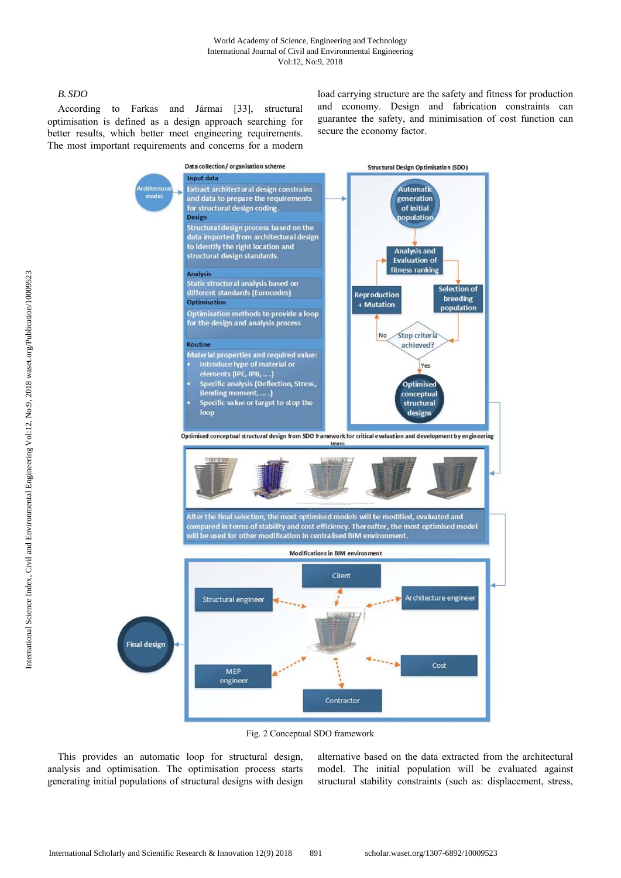### *B. SDO*

According to Farkas and Jármai [33], structural optimisation is defined as a design approach searching for better results, which better meet engineering requirements. The most important requirements and concerns for a modern load carrying structure are the safety and fitness for production and economy. Design and fabrication constraints can guarantee the safety, and minimisation of cost function can secure the economy factor.

Fig. 2 Conceptual SDO framework

This provides an automatic loop for structural design, analysis and optimisation. The optimisation process starts generating initial populations of structural designs with design alternative based on the data extracted from the architectural model. The initial population will be evaluated against structural stability constraints (such as: displacement, stress,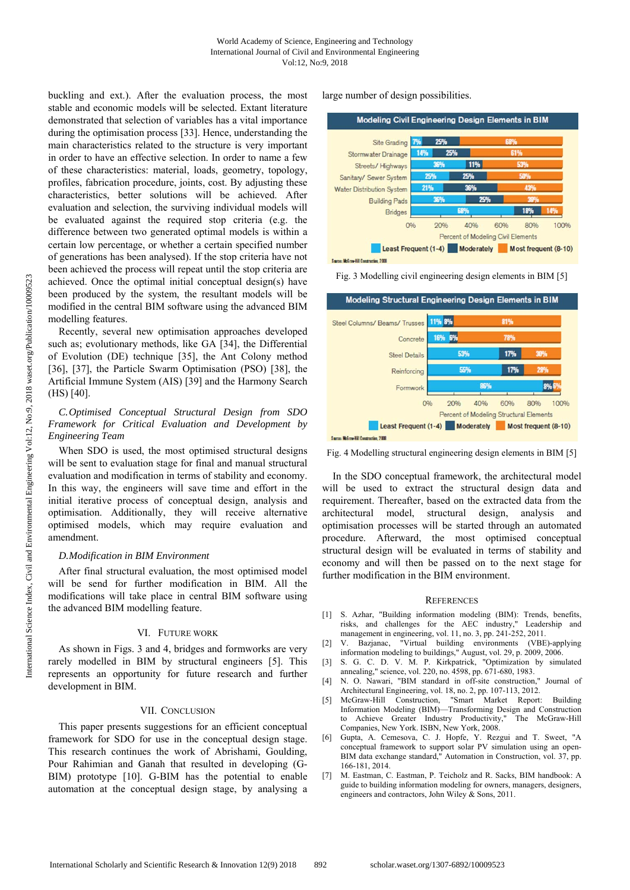buckling and ext.). After the evaluation process, the most stable and economic models will be selected. Extant literature demonstrated that selection of variables has a vital importance during the optimisation process [33]. Hence, understanding the main characteristics related to the structure is very important in order to have an effective selection. In order to name a few of these characteristics: material, loads, geometry, topology, profiles, fabrication procedure, joints, cost. By adjusting these characteristics, better solutions will be achieved. After evaluation and selection, the surviving individual models will be evaluated against the required stop criteria (e.g. the difference between two generated optimal models is within a certain low percentage, or whether a certain specified number of generations has been analysed). If the stop criteria have not been achieved the process will repeat until the stop criteria are achieved. Once the optimal initial conceptual design(s) have been produced by the system, the resultant models will be modified in the central BIM software using the advanced BIM modelling features.

Recently, several new optimisation approaches developed such as; evolutionary methods, like GA [34], the Differential of Evolution (DE) technique [35], the Ant Colony method [36], [37], the Particle Swarm Optimisation (PSO) [38], the Artificial Immune System (AIS) [39] and the Harmony Search (HS) [40].

### *C. Optimised Conceptual Structural Design from SDO Framework for Critical Evaluation and Development by Engineering Team*

When SDO is used, the most optimised structural designs will be sent to evaluation stage for final and manual structural evaluation and modification in terms of stability and economy. In this way, the engineers will save time and effort in the initial iterative process of conceptual design, analysis and optimisation. Additionally, they will receive alternative optimised models, which may require evaluation and amendment.

### *D. Modification in BIM Environment*

After final structural evaluation, the most optimised model will be send for further modification in BIM. All the modifications will take place in central BIM software using the advanced BIM modelling feature.

## VI. Future Work

As shown in Figs. 3 and 4, bridges and formworks are very rarely modelled in BIM by structural engineers [5]. This represents an opportunity for future research and further development in BIM.

## VII. Conclusion

This paper presents suggestions for an efficient conceptual framework for SDO for use in the conceptual design stage. This research continues the work of Abrishami, Goulding, Pour Rahimian and Ganah that resulted in developing (G-BIM) prototype [10]. G-BIM has the potential to enable automation at the conceptual design stage, by analysing a large number of design possibilities.

**Modeling Civil Engineering Design Elements in BIM**

| Element | Least Frequent (1-4) | Moderately | Most frequent (8-10) |
|---|---|---|---|
| Site Grading | 7% | 25% | 68% |
| Stormwater Drainage | 14% | 25% | 61% |
| Streets/ Highways | 36% | 11% | 53% |
| Sanitary/ Sewer System | 25% | 25% | 50% |
| Water Distribution System | 21% | 36% | 43% |
| Building Pads | 36% | 25% | 39% |
| Bridges | 68% | 18% | 14% |

Source: McGraw-Hill Construction, 2008

Fig. 3 Modelling civil engineering design elements in BIM [5]

**Modeling Structural Engineering Design Elements in BIM**

| Element | Least Frequent (1-4) | Moderately | Most frequent (8-10) |
|---|---|---|---|
| Steel Columns/ Beams/ Trusses | 11% | 8% | 81% |
| Concrete | 16% | 6% | 78% |
| Steel Details | 53% | 17% | 30% |
| Reinforcing | 55% | 17% | 28% |
| Formwork | 86% | 8% | 6% |

Source: McGraw-Hill Construction, 2008

Fig. 4 Modelling structural engineering design elements in BIM [5]

In the SDO conceptual framework, the architectural model will be used to extract the structural design data and requirement. Thereafter, based on the extracted data from the architectural model, structural design, analysis and optimisation processes will be started through an automated procedure. Afterward, the most optimised conceptual structural design will be evaluated in terms of stability and economy and will then be passed on to the next stage for further modification in the BIM environment.

## References

[1] S. Azhar, "Building information modeling (BIM): Trends, benefits, risks, and challenges for the AEC industry," Leadership and management in engineering, vol. 11, no. 3, pp. 241-252, 2011.

[2] V. Bazjanac, "Virtual building environments (VBE)-applying information modeling to buildings," August, vol. 29, p. 2009, 2006.

[3] S. G. C. D. V. M. P. Kirkpatrick, "Optimization by simulated annealing," science, vol. 220, no. 4598, pp. 671-680, 1983.

[4] N. O. Nawari, "BIM standard in off-site construction," Journal of Architectural Engineering, vol. 18, no. 2, pp. 107-113, 2012.

[5] McGraw-Hill Construction, "Smart Market Report: Building Information Modeling (BIM)—Transforming Design and Construction to Achieve Greater Industry Productivity," The McGraw-Hill Companies, New York. ISBN, New York, 2008.

[6] Gupta, A. Cemesova, C. J. Hopfe, Y. Rezgui and T. Sweet, "A conceptual framework to support solar PV simulation using an open-BIM data exchange standard," Automation in Construction, vol. 37, pp. 166-181, 2014.

[7] M. Eastman, C. Eastman, P. Teicholz and R. Sacks, BIM handbook: A guide to building information modeling for owners, managers, designers, engineers and contractors, John Wiley & Sons, 2011.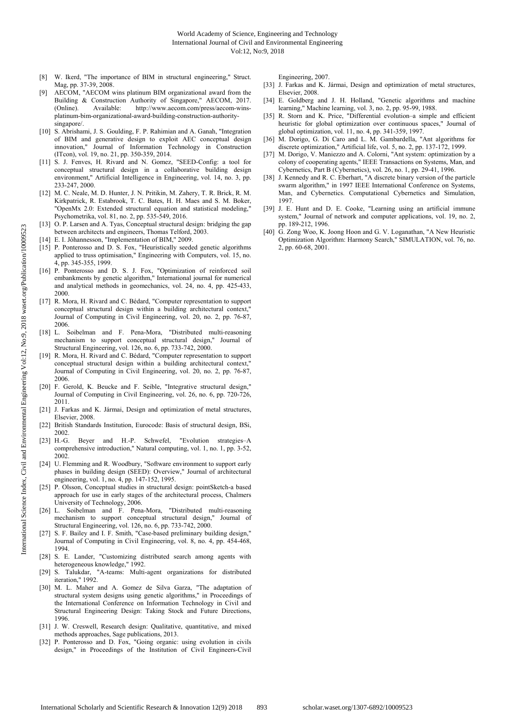[8] W. Ikerd, "The importance of BIM in structural engineering," Struct. Mag, pp. 37-39, 2008.

[9] AECOM, "AECOM wins platinum BIM organizational award from the Building & Construction Authority of Singapore," AECOM, 2017. (Online). Available: http://www.aecom.com/press/aecom-wins-platinum-bim-organizational-award-building-construction-authority-singapore/.

[10] S. Abrishami, J. S. Goulding, F. P. Rahimian and A. Ganah, "Integration of BIM and generative design to exploit AEC conceptual design innovation," Journal of Information Technology in Construction (ITcon), vol. 19, no. 21, pp. 350-359, 2014.

[11] S. J. Fenves, H. Rivard and N. Gomez, "SEED-Config: a tool for conceptual structural design in a collaborative building design environment," Artificial Intelligence in Engineering, vol. 14, no. 3, pp. 233-247, 2000.

[12] M. C. Neale, M. D. Hunter, J. N. Pritikin, M. Zahery, T. R. Brick, R. M. Kirkpatrick, R. Estabrook, T. C. Bates, H. H. Maes and S. M. Boker, "OpenMx 2.0: Extended structural equation and statistical modeling," Psychometrika, vol. 81, no. 2, pp. 535-549, 2016.

[13] O. P. Larsen and A. Tyas, Conceptual structural design: bridging the gap between architects and engineers, Thomas Telford, 2003.

[14] E. I. Jóhannesson, "Implementation of BIM," 2009.

[15] P. Ponterosso and D. S. Fox, "Heuristically seeded genetic algorithms applied to truss optimisation," Engineering with Computers, vol. 15, no. 4, pp. 345-355, 1999.

[16] P. Ponterosso and D. S. J. Fox, "Optimization of reinforced soil embankments by genetic algorithm," International journal for numerical and analytical methods in geomechanics, vol. 24, no. 4, pp. 425-433, 2000.

[17] R. Mora, H. Rivard and C. Bédard, "Computer representation to support conceptual structural design within a building architectural context," Journal of Computing in Civil Engineering, vol. 20, no. 2, pp. 76-87, 2006.

[18] L. Soibelman and F. Pena-Mora, "Distributed multi-reasoning mechanism to support conceptual structural design," Journal of Structural Engineering, vol. 126, no. 6, pp. 733-742, 2000.

[19] R. Mora, H. Rivard and C. Bédard, "Computer representation to support conceptual structural design within a building architectural context," Journal of Computing in Civil Engineering, vol. 20, no. 2, pp. 76-87, 2006.

[20] F. Gerold, K. Beucke and F. Seible, "Integrative structural design," Journal of Computing in Civil Engineering, vol. 26, no. 6, pp. 720-726, 2011.

[21] J. Farkas and K. Jármai, Design and optimization of metal structures, Elsevier, 2008.

[22] British Standards Institution, Eurocode: Basis of structural design, BSi, 2002.

[23] H.-G. Beyer and H.-P. Schwefel, "Evolution strategies–A comprehensive introduction," Natural computing, vol. 1, no. 1, pp. 3-52, 2002.

[24] U. Flemming and R. Woodbury, "Software environment to support early phases in building design (SEED): Overview," Journal of architectural engineering, vol. 1, no. 4, pp. 147-152, 1995.

[25] P. Olsson, Conceptual studies in structural design: pointSketch-a based approach for use in early stages of the architectural process, Chalmers University of Technology, 2006.

[26] L. Soibelman and F. Pena-Mora, "Distributed multi-reasoning mechanism to support conceptual structural design," Journal of Structural Engineering, vol. 126, no. 6, pp. 733-742, 2000.

[27] S. F. Bailey and I. F. Smith, "Case-based preliminary building design," Journal of Computing in Civil Engineering, vol. 8, no. 4, pp. 454-468, 1994.

[28] S. E. Lander, "Customizing distributed search among agents with heterogeneous knowledge," 1992.

[29] S. Talukdar, "A-teams: Multi-agent organizations for distributed iteration," 1992.

[30] M. L. Maher and A. Gomez de Silva Garza, "The adaptation of structural system designs using genetic algorithms," in Proceedings of the International Conference on Information Technology in Civil and Structural Engineering Design: Taking Stock and Future Directions, 1996.

[31] J. W. Creswell, Research design: Qualitative, quantitative, and mixed methods approaches, Sage publications, 2013.

[32] P. Ponterosso and D. Fox, "Going organic: using evolution in civils design," in Proceedings of the Institution of Civil Engineers-Civil Engineering, 2007.

[33] J. Farkas and K. Jármai, Design and optimization of metal structures, Elsevier, 2008.

[34] E. Goldberg and J. H. Holland, "Genetic algorithms and machine learning," Machine learning, vol. 3, no. 2, pp. 95-99, 1988.

[35] R. Storn and K. Price, "Differential evolution–a simple and efficient heuristic for global optimization over continuous spaces," Journal of global optimization, vol. 11, no. 4, pp. 341-359, 1997.

[36] M. Dorigo, G. Di Caro and L. M. Gambardella, "Ant algorithms for discrete optimization," Artificial life, vol. 5, no. 2, pp. 137-172, 1999.

[37] M. Dorigo, V. Maniezzo and A. Colorni, "Ant system: optimization by a colony of cooperating agents," IEEE Transactions on Systems, Man, and Cybernetics, Part B (Cybernetics), vol. 26, no. 1, pp. 29-41, 1996.

[38] J. Kennedy and R. C. Eberhart, "A discrete binary version of the particle swarm algorithm," in 1997 IEEE International Conference on Systems, Man, and Cybernetics. Computational Cybernetics and Simulation, 1997.

[39] J. E. Hunt and D. E. Cooke, "Learning using an artificial immune system," Journal of network and computer applications, vol. 19, no. 2, pp. 189-212, 1996.

[40] G. Zong Woo, K. Joong Hoon and G. V. Loganathan, "A New Heuristic Optimization Algorithm: Harmony Search," SIMULATION, vol. 76, no. 2, pp. 60-68, 2001.